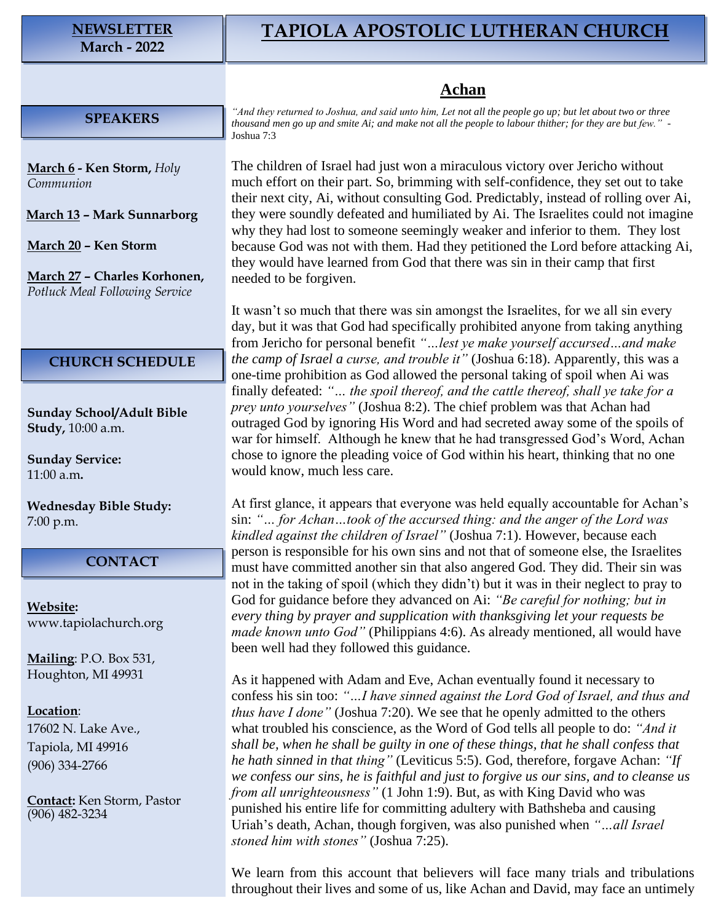**NEWSLETTER**
**March - 2022**

# TAPIOLA APOSTOLIC LUTHERAN CHURCH

## SPEAKERS

**March 6 - Ken Storm,** *Holy Communion*

**March 13 – Mark Sunnarborg**

**March 20 – Ken Storm**

**March 27 – Charles Korhonen,** *Potluck Meal Following Service*

## CHURCH SCHEDULE

**Sunday School/Adult Bible Study,** 10:00 a.m.

**Sunday Service:** 11:00 a.m**.**

**Wednesday Bible Study:** 7:00 p.m.

## CONTACT

**Website:** www.tapiolachurch.org

**Mailing**: P.O. Box 531, Houghton, MI 49931

**Location**: 17602 N. Lake Ave., Tapiola, MI 49916 (906) 334-2766

**Contact:** Ken Storm, Pastor (906) 482-3234

## Achan

*"And they returned to Joshua, and said unto him, Let not all the people go up; but let about two or three thousand men go up and smite Ai; and make not all the people to labour thither; for they are but few."* - Joshua 7:3

The children of Israel had just won a miraculous victory over Jericho without much effort on their part. So, brimming with self-confidence, they set out to take their next city, Ai, without consulting God. Predictably, instead of rolling over Ai, they were soundly defeated and humiliated by Ai. The Israelites could not imagine why they had lost to someone seemingly weaker and inferior to them. They lost because God was not with them. Had they petitioned the Lord before attacking Ai, they would have learned from God that there was sin in their camp that first needed to be forgiven.

It wasn't so much that there was sin amongst the Israelites, for we all sin every day, but it was that God had specifically prohibited anyone from taking anything from Jericho for personal benefit *"…lest ye make yourself accursed…and make the camp of Israel a curse, and trouble it"* (Joshua 6:18). Apparently, this was a one-time prohibition as God allowed the personal taking of spoil when Ai was finally defeated: *"… the spoil thereof, and the cattle thereof, shall ye take for a prey unto yourselves"* (Joshua 8:2). The chief problem was that Achan had outraged God by ignoring His Word and had secreted away some of the spoils of war for himself. Although he knew that he had transgressed God's Word, Achan chose to ignore the pleading voice of God within his heart, thinking that no one would know, much less care.

At first glance, it appears that everyone was held equally accountable for Achan's sin: *"… for Achan…took of the accursed thing: and the anger of the Lord was kindled against the children of Israel"* (Joshua 7:1). However, because each person is responsible for his own sins and not that of someone else, the Israelites must have committed another sin that also angered God. They did. Their sin was not in the taking of spoil (which they didn't) but it was in their neglect to pray to God for guidance before they advanced on Ai: *"Be careful for nothing; but in every thing by prayer and supplication with thanksgiving let your requests be made known unto God"* (Philippians 4:6). As already mentioned, all would have been well had they followed this guidance.

As it happened with Adam and Eve, Achan eventually found it necessary to confess his sin too: *"…I have sinned against the Lord God of Israel, and thus and thus have I done"* (Joshua 7:20). We see that he openly admitted to the others what troubled his conscience, as the Word of God tells all people to do: *"And it shall be, when he shall be guilty in one of these things, that he shall confess that he hath sinned in that thing"* (Leviticus 5:5). God, therefore, forgave Achan: *"If we confess our sins, he is faithful and just to forgive us our sins, and to cleanse us from all unrighteousness"* (1 John 1:9). But, as with King David who was punished his entire life for committing adultery with Bathsheba and causing Uriah's death, Achan, though forgiven, was also punished when *"…all Israel stoned him with stones"* (Joshua 7:25).

We learn from this account that believers will face many trials and tribulations throughout their lives and some of us, like Achan and David, may face an untimely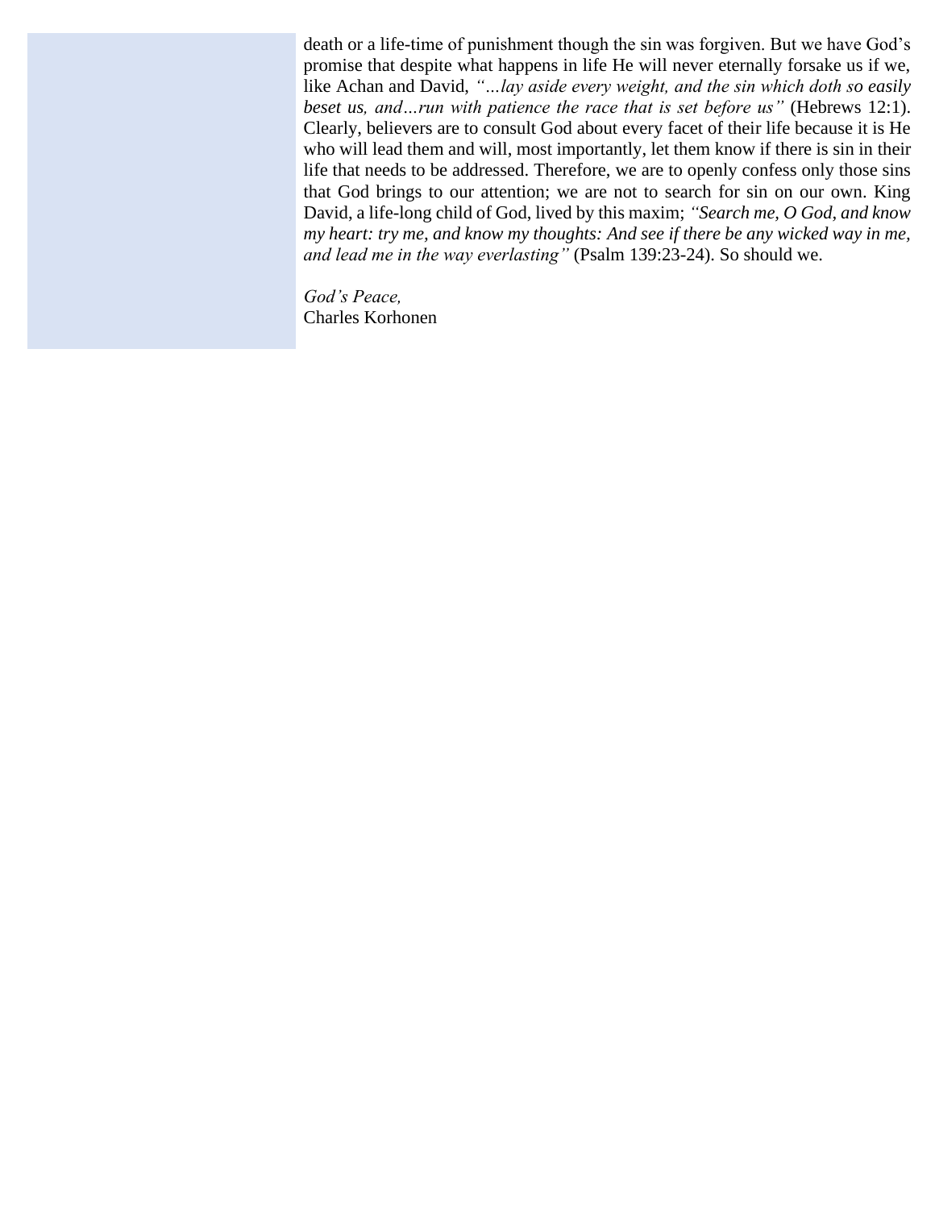death or a life-time of punishment though the sin was forgiven. But we have God's promise that despite what happens in life He will never eternally forsake us if we, like Achan and David, *"…lay aside every weight, and the sin which doth so easily beset us, and…run with patience the race that is set before us"* (Hebrews 12:1). Clearly, believers are to consult God about every facet of their life because it is He who will lead them and will, most importantly, let them know if there is sin in their life that needs to be addressed. Therefore, we are to openly confess only those sins that God brings to our attention; we are not to search for sin on our own. King David, a life-long child of God, lived by this maxim; *"Search me, O God, and know my heart: try me, and know my thoughts: And see if there be any wicked way in me, and lead me in the way everlasting"* (Psalm 139:23-24). So should we.

*God's Peace,*
Charles Korhonen